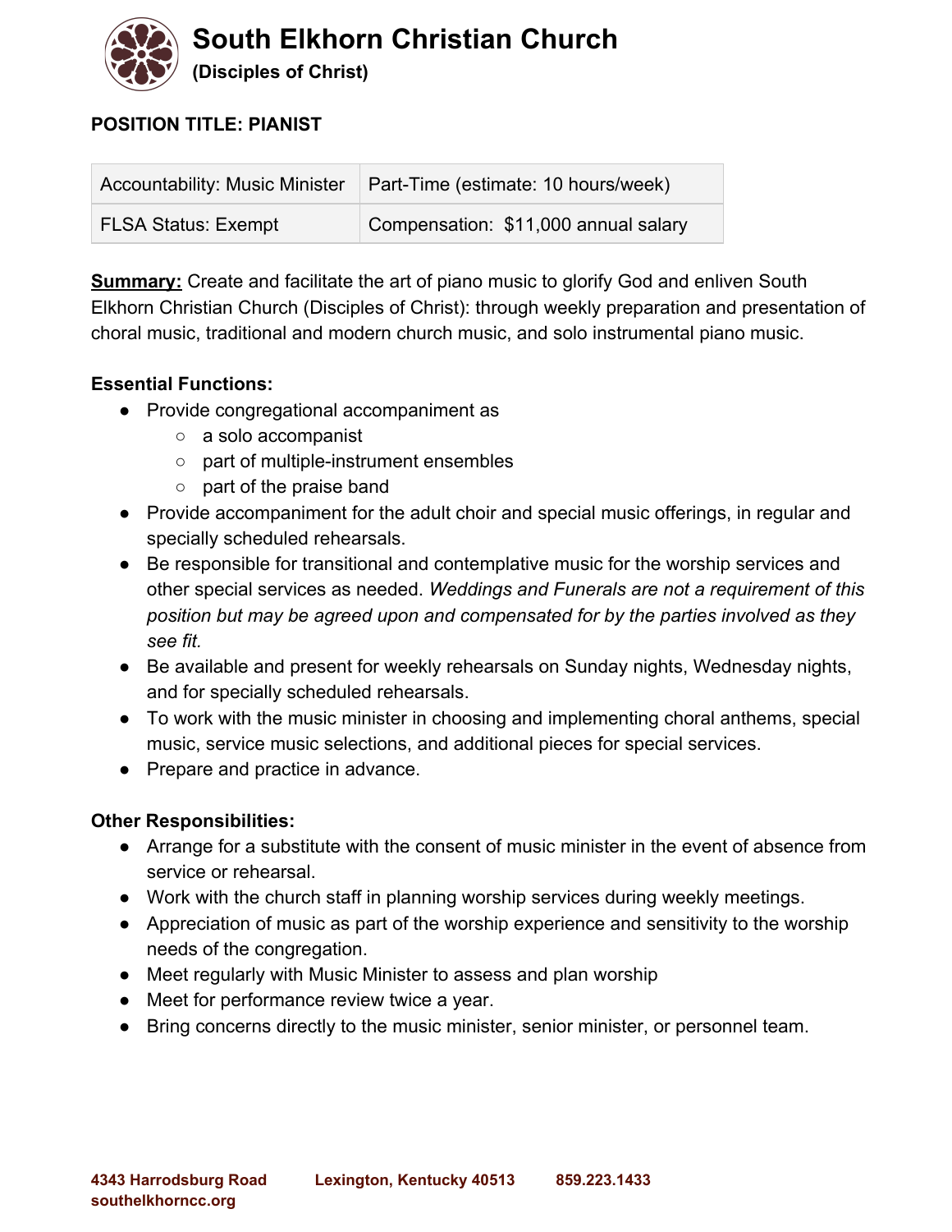# South Elkhorn Christian Church

**(Disciples of Christ)**

**POSITION TITLE: PIANIST**

| Accountability: Music Minister | Part-Time (estimate: 10 hours/week) |
| --- | --- |
| FLSA Status: Exempt | Compensation: $11,000 annual salary |

**Summary:** Create and facilitate the art of piano music to glorify God and enliven South Elkhorn Christian Church (Disciples of Christ): through weekly preparation and presentation of choral music, traditional and modern church music, and solo instrumental piano music.

**Essential Functions:**

- Provide congregational accompaniment as
  - a solo accompanist
  - part of multiple-instrument ensembles
  - part of the praise band
- Provide accompaniment for the adult choir and special music offerings, in regular and specially scheduled rehearsals.
- Be responsible for transitional and contemplative music for the worship services and other special services as needed. *Weddings and Funerals are not a requirement of this position but may be agreed upon and compensated for by the parties involved as they see fit.*
- Be available and present for weekly rehearsals on Sunday nights, Wednesday nights, and for specially scheduled rehearsals.
- To work with the music minister in choosing and implementing choral anthems, special music, service music selections, and additional pieces for special services.
- Prepare and practice in advance.

**Other Responsibilities:**

- Arrange for a substitute with the consent of music minister in the event of absence from service or rehearsal.
- Work with the church staff in planning worship services during weekly meetings.
- Appreciation of music as part of the worship experience and sensitivity to the worship needs of the congregation.
- Meet regularly with Music Minister to assess and plan worship
- Meet for performance review twice a year.
- Bring concerns directly to the music minister, senior minister, or personnel team.

**4343 Harrodsburg Road Lexington, Kentucky 40513 859.223.1433**
**southelkhorncc.org**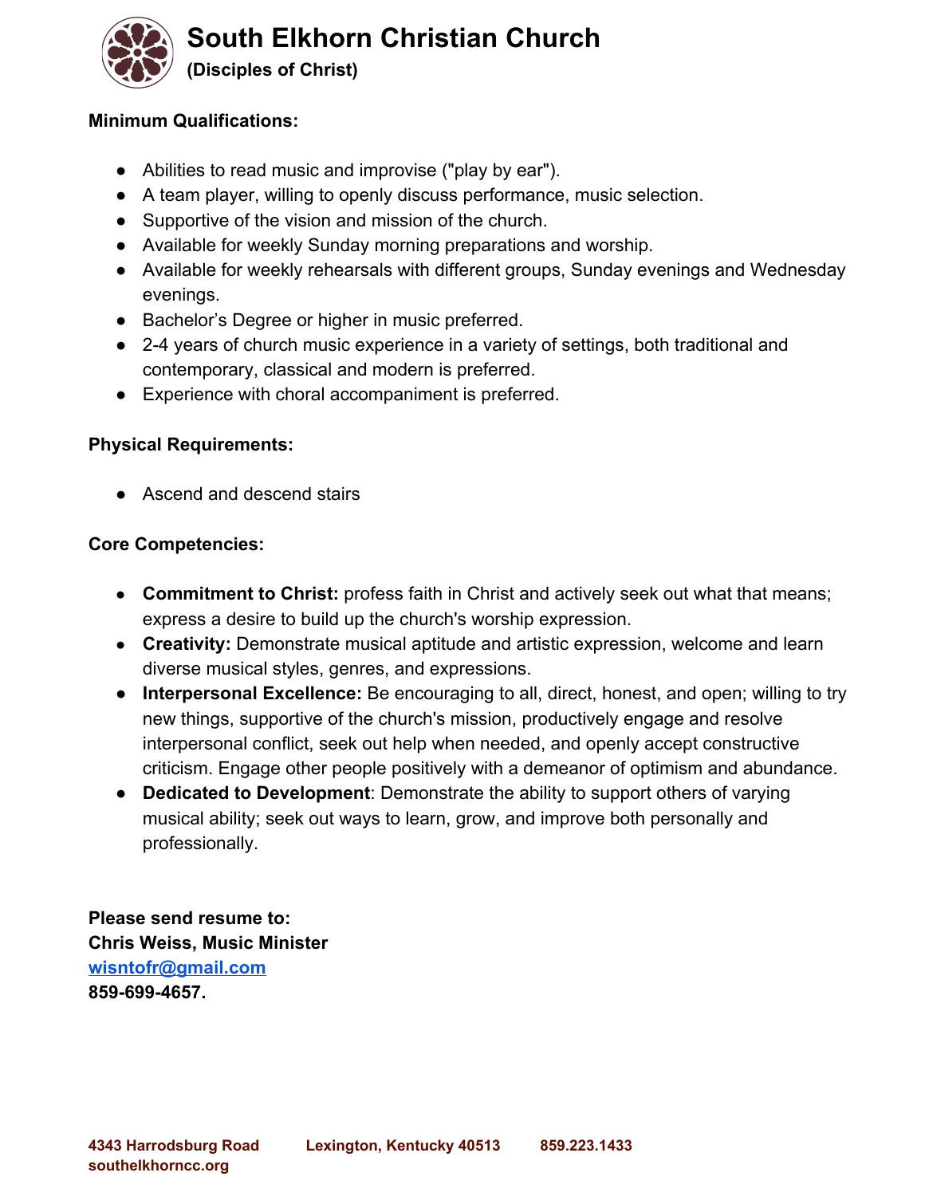**Minimum Qualifications:**

- Abilities to read music and improvise ("play by ear").
- A team player, willing to openly discuss performance, music selection.
- Supportive of the vision and mission of the church.
- Available for weekly Sunday morning preparations and worship.
- Available for weekly rehearsals with different groups, Sunday evenings and Wednesday evenings.
- Bachelor's Degree or higher in music preferred.
- 2-4 years of church music experience in a variety of settings, both traditional and contemporary, classical and modern is preferred.
- Experience with choral accompaniment is preferred.

**Physical Requirements:**

- Ascend and descend stairs

**Core Competencies:**

- **Commitment to Christ:** profess faith in Christ and actively seek out what that means; express a desire to build up the church's worship expression.
- **Creativity:** Demonstrate musical aptitude and artistic expression, welcome and learn diverse musical styles, genres, and expressions.
- **Interpersonal Excellence:** Be encouraging to all, direct, honest, and open; willing to try new things, supportive of the church's mission, productively engage and resolve interpersonal conflict, seek out help when needed, and openly accept constructive criticism. Engage other people positively with a demeanor of optimism and abundance.
- **Dedicated to Development**: Demonstrate the ability to support others of varying musical ability; seek out ways to learn, grow, and improve both personally and professionally.

**Please send resume to:**
**Chris Weiss, Music Minister**
[wisntofr@gmail.com](mailto:wisntofr@gmail.com)
**859-699-4657.**